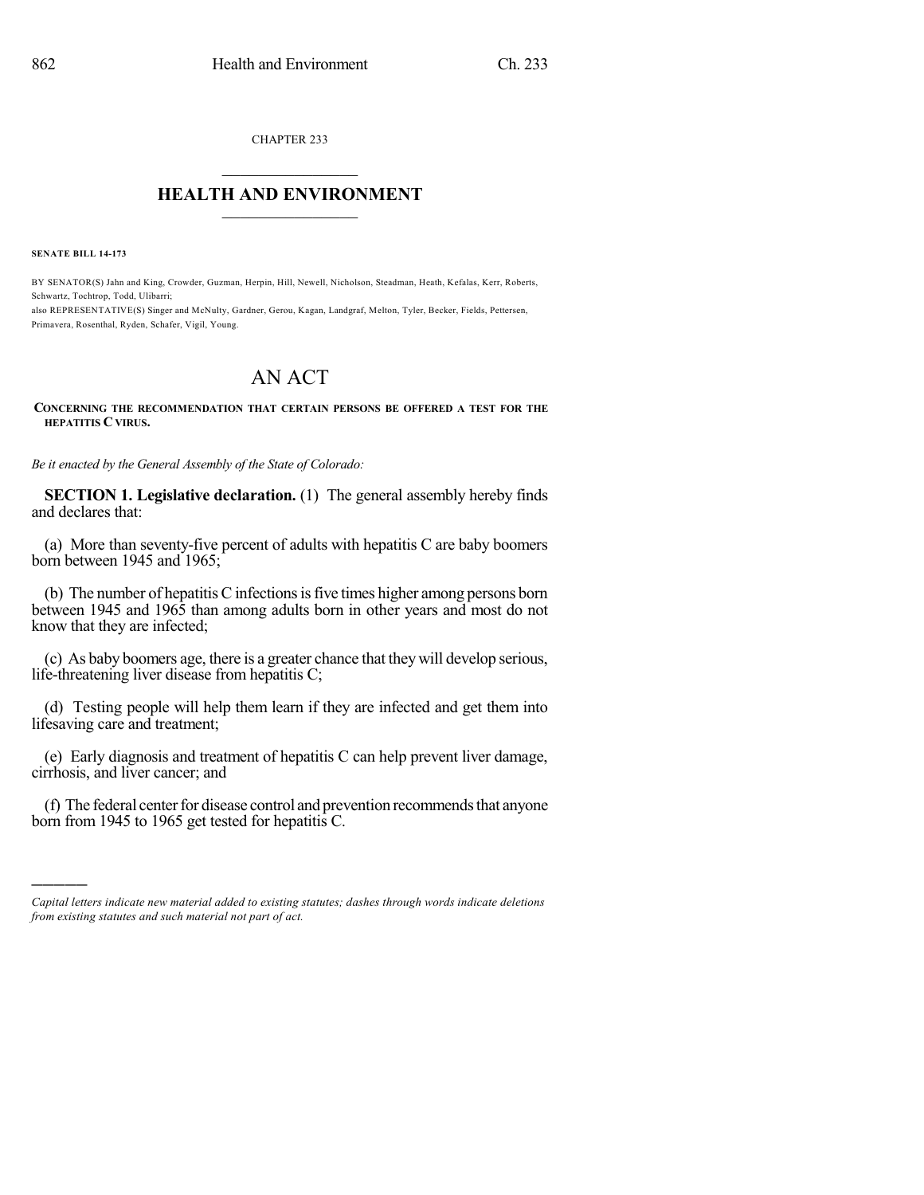CHAPTER 233

# HEALTH AND ENVIRONMENT

**SENATE BILL 14-173**

BY SENATOR(S) Jahn and King, Crowder, Guzman, Herpin, Hill, Newell, Nicholson, Steadman, Heath, Kefalas, Kerr, Roberts, Schwartz, Tochtrop, Todd, Ulibarri;
also REPRESENTATIVE(S) Singer and McNulty, Gardner, Gerou, Kagan, Landgraf, Melton, Tyler, Becker, Fields, Pettersen, Primavera, Rosenthal, Ryden, Schafer, Vigil, Young.

# AN ACT

**CONCERNING THE RECOMMENDATION THAT CERTAIN PERSONS BE OFFERED A TEST FOR THE HEPATITIS C VIRUS.**

*Be it enacted by the General Assembly of the State of Colorado:*

**SECTION 1. Legislative declaration.** (1) The general assembly hereby finds and declares that:

(a) More than seventy-five percent of adults with hepatitis C are baby boomers born between 1945 and 1965;

(b) The number of hepatitis C infections is five times higher among persons born between 1945 and 1965 than among adults born in other years and most do not know that they are infected;

(c) As baby boomers age, there is a greater chance that they will develop serious, life-threatening liver disease from hepatitis C;

(d) Testing people will help them learn if they are infected and get them into lifesaving care and treatment;

(e) Early diagnosis and treatment of hepatitis C can help prevent liver damage, cirrhosis, and liver cancer; and

(f) The federal center for disease control and prevention recommends that anyone born from 1945 to 1965 get tested for hepatitis C.

*Capital letters indicate new material added to existing statutes; dashes through words indicate deletions from existing statutes and such material not part of act.*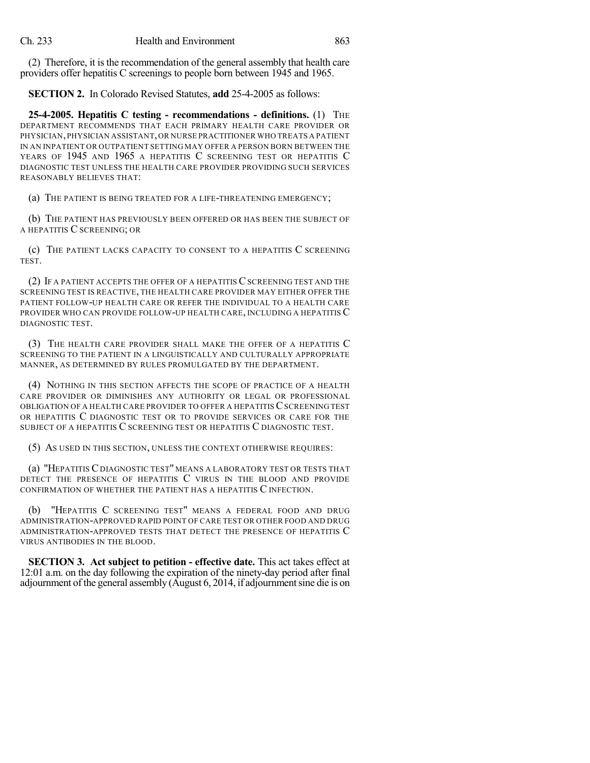(2) Therefore, it is the recommendation of the general assembly that health care providers offer hepatitis C screenings to people born between 1945 and 1965.

**SECTION 2.** In Colorado Revised Statutes, **add** 25-4-2005 as follows:

**25-4-2005. Hepatitis C testing - recommendations - definitions.** (1) THE DEPARTMENT RECOMMENDS THAT EACH PRIMARY HEALTH CARE PROVIDER OR PHYSICIAN, PHYSICIAN ASSISTANT, OR NURSE PRACTITIONER WHO TREATS A PATIENT IN AN INPATIENT OR OUTPATIENT SETTING MAY OFFER A PERSON BORN BETWEEN THE YEARS OF 1945 AND 1965 A HEPATITIS C SCREENING TEST OR HEPATITIS C DIAGNOSTIC TEST UNLESS THE HEALTH CARE PROVIDER PROVIDING SUCH SERVICES REASONABLY BELIEVES THAT:

(a) THE PATIENT IS BEING TREATED FOR A LIFE-THREATENING EMERGENCY;

(b) THE PATIENT HAS PREVIOUSLY BEEN OFFERED OR HAS BEEN THE SUBJECT OF A HEPATITIS C SCREENING; OR

(c) THE PATIENT LACKS CAPACITY TO CONSENT TO A HEPATITIS C SCREENING TEST.

(2) IF A PATIENT ACCEPTS THE OFFER OF A HEPATITIS C SCREENING TEST AND THE SCREENING TEST IS REACTIVE, THE HEALTH CARE PROVIDER MAY EITHER OFFER THE PATIENT FOLLOW-UP HEALTH CARE OR REFER THE INDIVIDUAL TO A HEALTH CARE PROVIDER WHO CAN PROVIDE FOLLOW-UP HEALTH CARE, INCLUDING A HEPATITIS C DIAGNOSTIC TEST.

(3) THE HEALTH CARE PROVIDER SHALL MAKE THE OFFER OF A HEPATITIS C SCREENING TO THE PATIENT IN A LINGUISTICALLY AND CULTURALLY APPROPRIATE MANNER, AS DETERMINED BY RULES PROMULGATED BY THE DEPARTMENT.

(4) NOTHING IN THIS SECTION AFFECTS THE SCOPE OF PRACTICE OF A HEALTH CARE PROVIDER OR DIMINISHES ANY AUTHORITY OR LEGAL OR PROFESSIONAL OBLIGATION OF A HEALTH CARE PROVIDER TO OFFER A HEPATITIS C SCREENING TEST OR HEPATITIS C DIAGNOSTIC TEST OR TO PROVIDE SERVICES OR CARE FOR THE SUBJECT OF A HEPATITIS C SCREENING TEST OR HEPATITIS C DIAGNOSTIC TEST.

(5) AS USED IN THIS SECTION, UNLESS THE CONTEXT OTHERWISE REQUIRES:

(a) "HEPATITIS C DIAGNOSTIC TEST" MEANS A LABORATORY TEST OR TESTS THAT DETECT THE PRESENCE OF HEPATITIS C VIRUS IN THE BLOOD AND PROVIDE CONFIRMATION OF WHETHER THE PATIENT HAS A HEPATITIS C INFECTION.

(b) "HEPATITIS C SCREENING TEST" MEANS A FEDERAL FOOD AND DRUG ADMINISTRATION-APPROVED RAPID POINT OF CARE TEST OR OTHER FOOD AND DRUG ADMINISTRATION-APPROVED TESTS THAT DETECT THE PRESENCE OF HEPATITIS C VIRUS ANTIBODIES IN THE BLOOD.

**SECTION 3. Act subject to petition - effective date.** This act takes effect at 12:01 a.m. on the day following the expiration of the ninety-day period after final adjournment of the general assembly (August 6, 2014, if adjournment sine die is on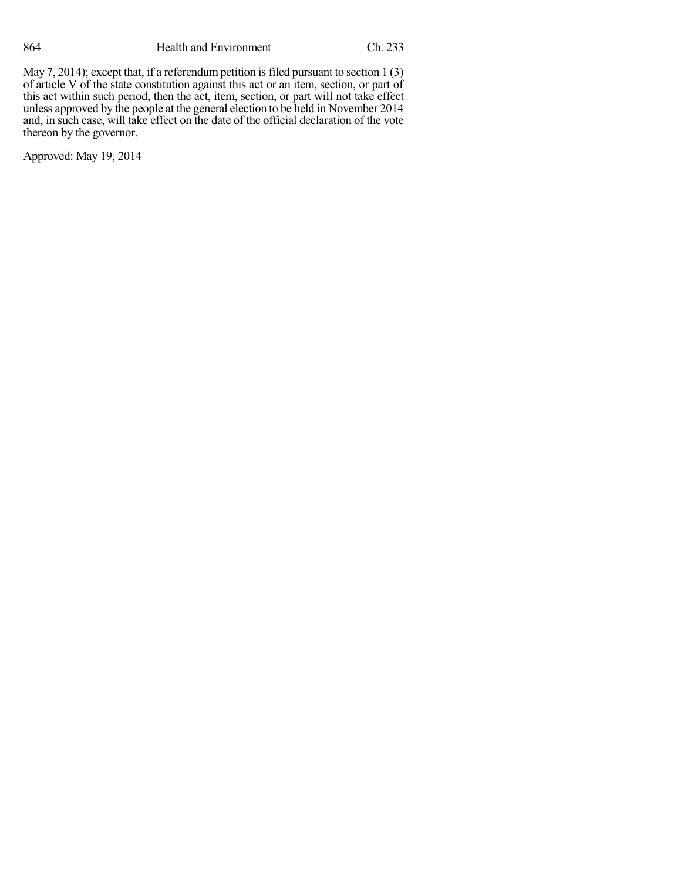May 7, 2014); except that, if a referendum petition is filed pursuant to section 1 (3) of article V of the state constitution against this act or an item, section, or part of this act within such period, then the act, item, section, or part will not take effect unless approved by the people at the general election to be held in November 2014 and, in such case, will take effect on the date of the official declaration of the vote thereon by the governor.

Approved: May 19, 2014